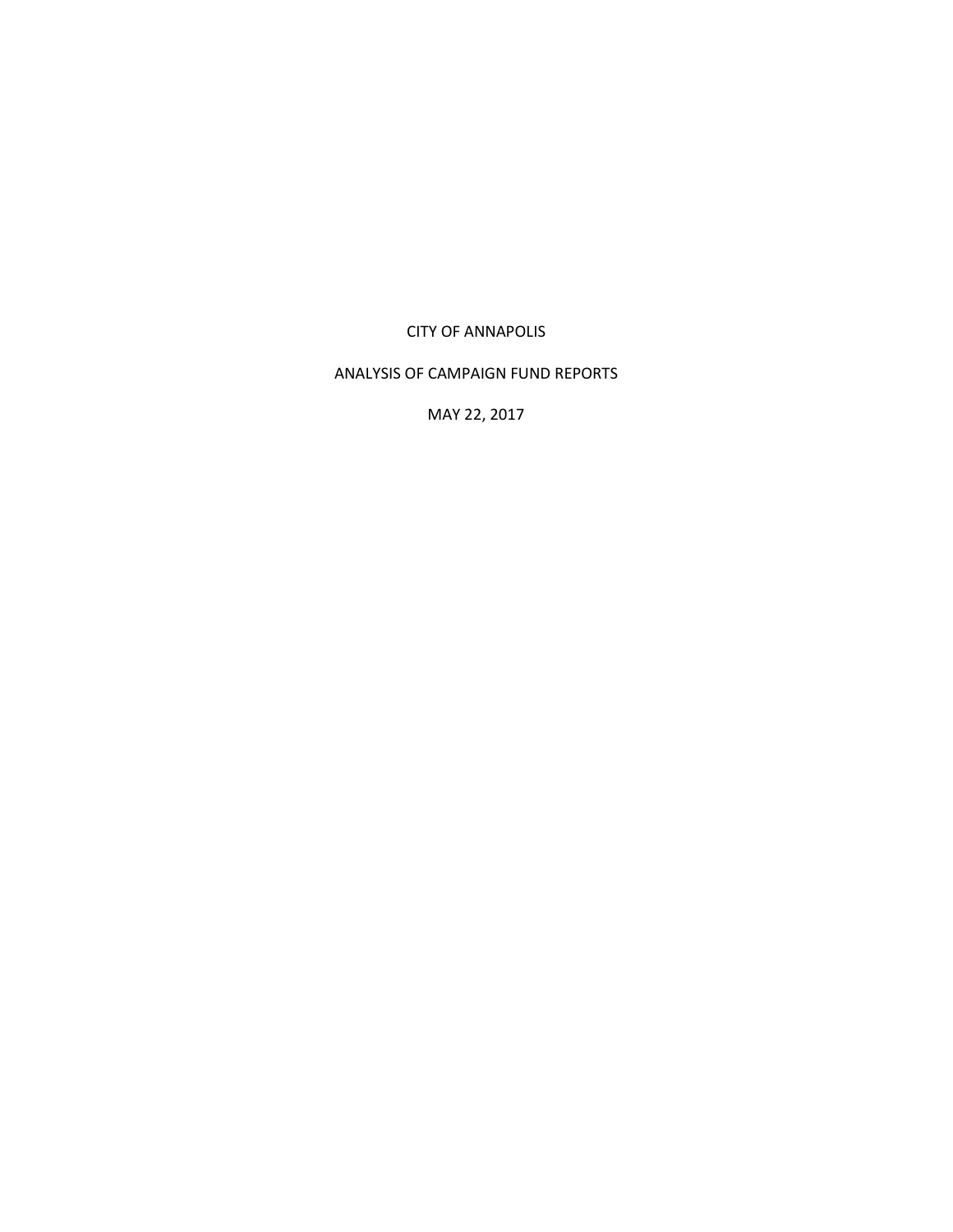# CITY OF ANNAPOLIS

## ANALYSIS OF CAMPAIGN FUND REPORTS

MAY 22, 2017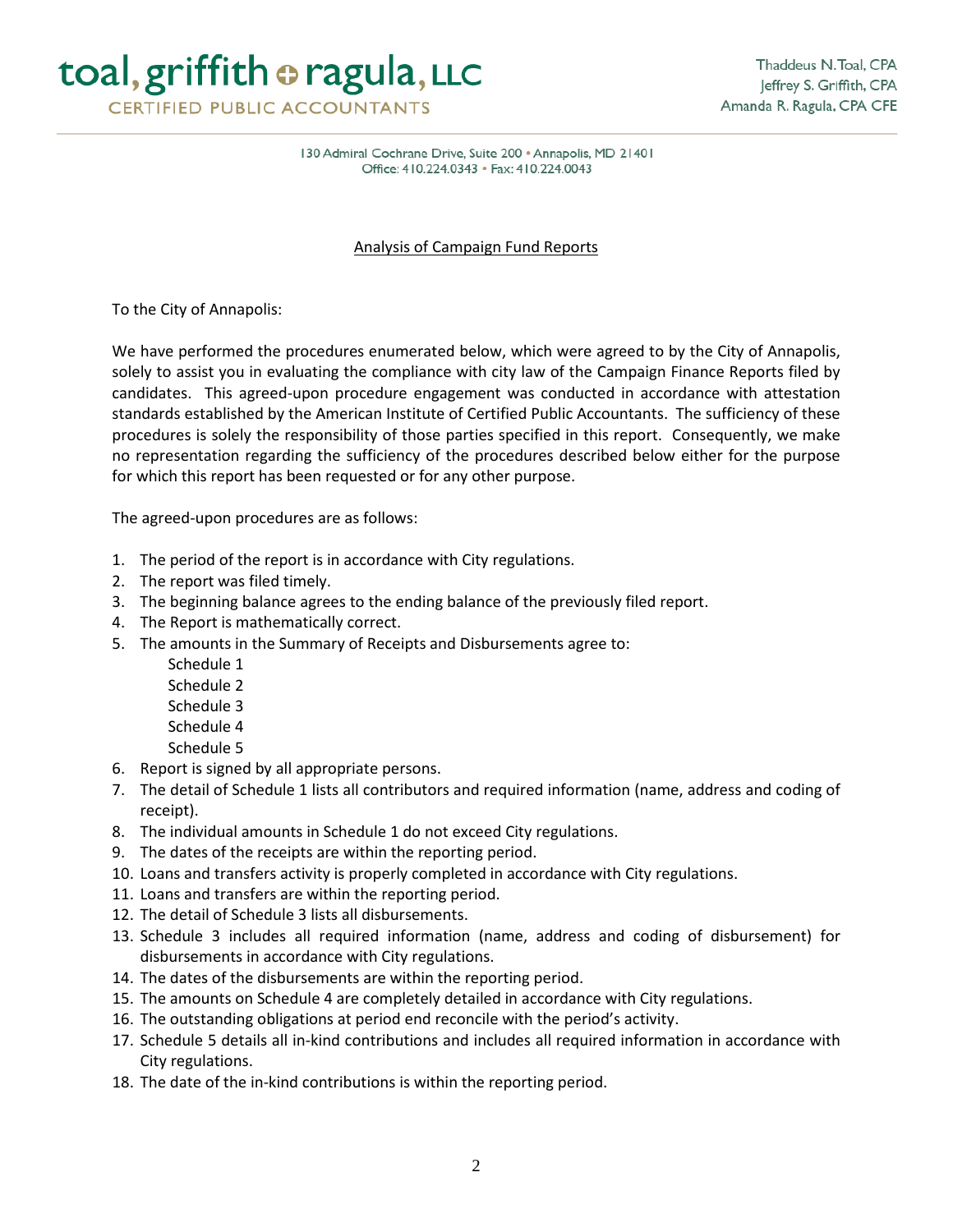toal, griffith + ragula, LLC
CERTIFIED PUBLIC ACCOUNTANTS

Thaddeus N. Toal, CPA
Jeffrey S. Griffith, CPA
Amanda R. Ragula, CPA CFE

130 Admiral Cochrane Drive, Suite 200 • Annapolis, MD 21401
Office: 410.224.0343 • Fax: 410.224.0043

## Analysis of Campaign Fund Reports

To the City of Annapolis:

We have performed the procedures enumerated below, which were agreed to by the City of Annapolis, solely to assist you in evaluating the compliance with city law of the Campaign Finance Reports filed by candidates. This agreed-upon procedure engagement was conducted in accordance with attestation standards established by the American Institute of Certified Public Accountants. The sufficiency of these procedures is solely the responsibility of those parties specified in this report. Consequently, we make no representation regarding the sufficiency of the procedures described below either for the purpose for which this report has been requested or for any other purpose.

The agreed-upon procedures are as follows:

1. The period of the report is in accordance with City regulations.
2. The report was filed timely.
3. The beginning balance agrees to the ending balance of the previously filed report.
4. The Report is mathematically correct.
5. The amounts in the Summary of Receipts and Disbursements agree to:
   - Schedule 1
   - Schedule 2
   - Schedule 3
   - Schedule 4
   - Schedule 5
6. Report is signed by all appropriate persons.
7. The detail of Schedule 1 lists all contributors and required information (name, address and coding of receipt).
8. The individual amounts in Schedule 1 do not exceed City regulations.
9. The dates of the receipts are within the reporting period.
10. Loans and transfers activity is properly completed in accordance with City regulations.
11. Loans and transfers are within the reporting period.
12. The detail of Schedule 3 lists all disbursements.
13. Schedule 3 includes all required information (name, address and coding of disbursement) for disbursements in accordance with City regulations.
14. The dates of the disbursements are within the reporting period.
15. The amounts on Schedule 4 are completely detailed in accordance with City regulations.
16. The outstanding obligations at period end reconcile with the period's activity.
17. Schedule 5 details all in-kind contributions and includes all required information in accordance with City regulations.
18. The date of the in-kind contributions is within the reporting period.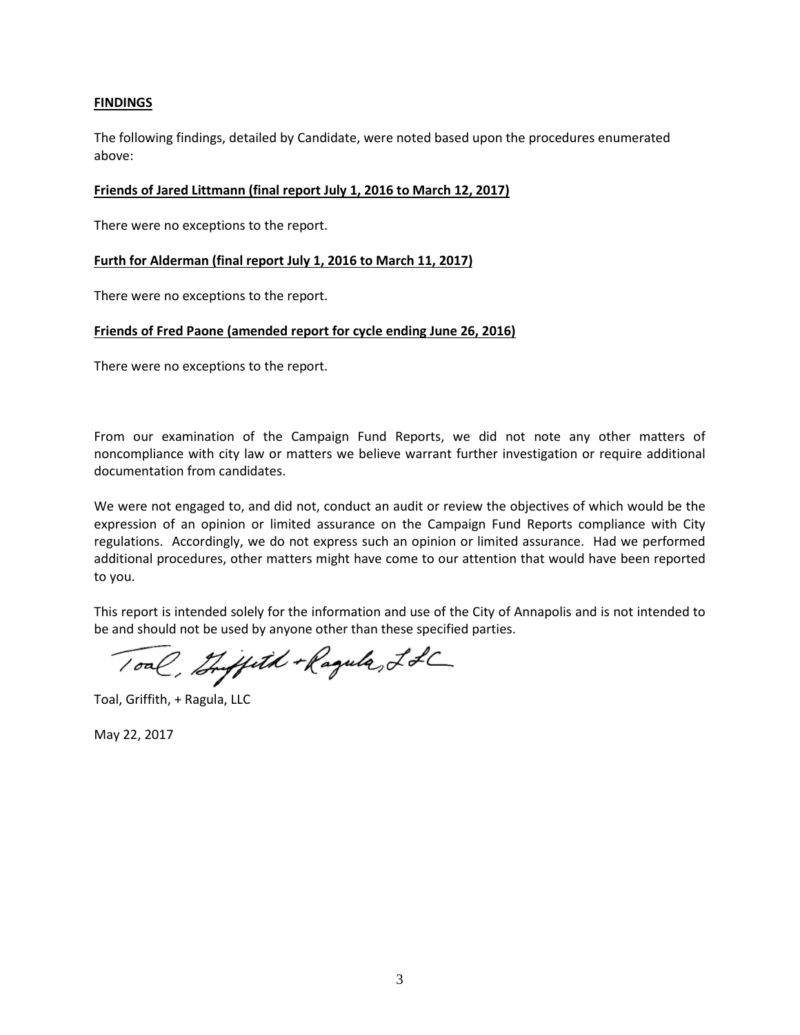**FINDINGS**

The following findings, detailed by Candidate, were noted based upon the procedures enumerated above:

**Friends of Jared Littmann (final report July 1, 2016 to March 12, 2017)**

There were no exceptions to the report.

**Furth for Alderman (final report July 1, 2016 to March 11, 2017)**

There were no exceptions to the report.

**Friends of Fred Paone (amended report for cycle ending June 26, 2016)**

There were no exceptions to the report.

From our examination of the Campaign Fund Reports, we did not note any other matters of noncompliance with city law or matters we believe warrant further investigation or require additional documentation from candidates.

We were not engaged to, and did not, conduct an audit or review the objectives of which would be the expression of an opinion or limited assurance on the Campaign Fund Reports compliance with City regulations. Accordingly, we do not express such an opinion or limited assurance. Had we performed additional procedures, other matters might have come to our attention that would have been reported to you.

This report is intended solely for the information and use of the City of Annapolis and is not intended to be and should not be used by anyone other than these specified parties.

Toal, Griffith + Ragula, LLC

Toal, Griffith, + Ragula, LLC

May 22, 2017